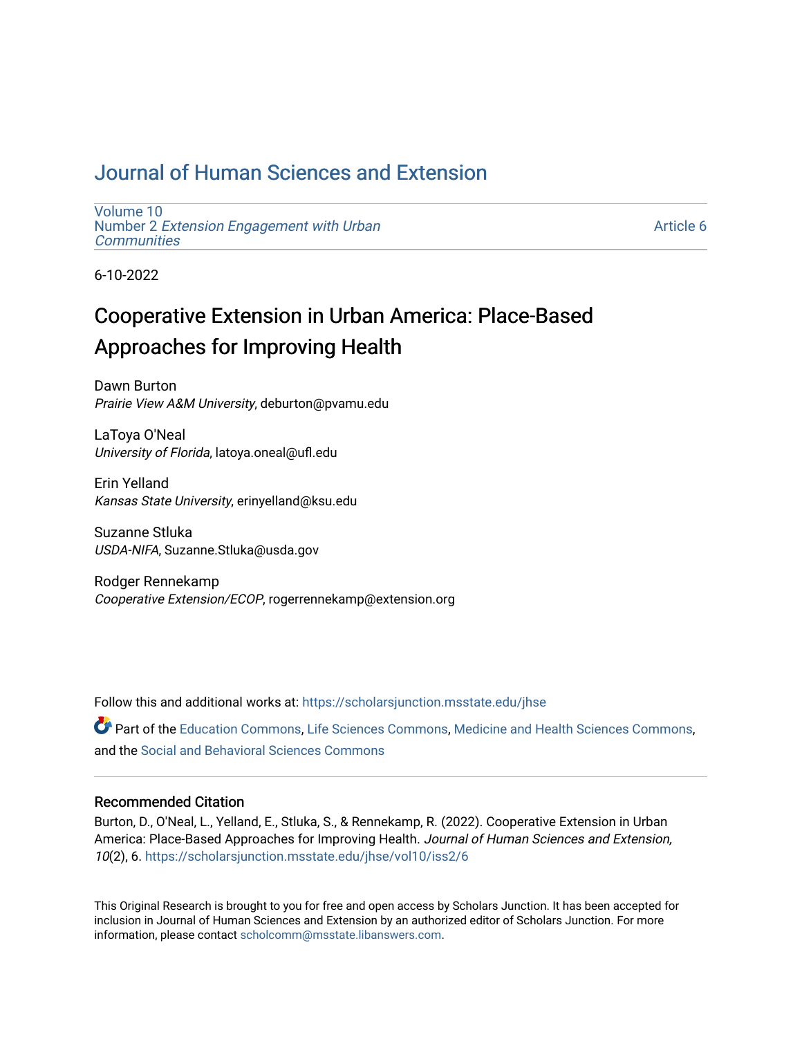# Journal of Human Sciences and Extension

Volume 10
Number 2 *Extension Engagement with Urban Communities*

Article 6

6-10-2022

## Cooperative Extension in Urban America: Place-Based Approaches for Improving Health

Dawn Burton
*Prairie View A&M University*, deburton@pvamu.edu

LaToya O'Neal
*University of Florida*, latoya.oneal@ufl.edu

Erin Yelland
*Kansas State University*, erinyelland@ksu.edu

Suzanne Stluka
*USDA-NIFA*, Suzanne.Stluka@usda.gov

Rodger Rennekamp
*Cooperative Extension/ECOP*, rogerrennekamp@extension.org

Follow this and additional works at: https://scholarsjunction.msstate.edu/jhse

Part of the Education Commons, Life Sciences Commons, Medicine and Health Sciences Commons, and the Social and Behavioral Sciences Commons

### Recommended Citation

Burton, D., O'Neal, L., Yelland, E., Stluka, S., & Rennekamp, R. (2022). Cooperative Extension in Urban America: Place-Based Approaches for Improving Health. *Journal of Human Sciences and Extension, 10*(2), 6. https://scholarsjunction.msstate.edu/jhse/vol10/iss2/6

This Original Research is brought to you for free and open access by Scholars Junction. It has been accepted for inclusion in Journal of Human Sciences and Extension by an authorized editor of Scholars Junction. For more information, please contact scholcomm@msstate.libanswers.com.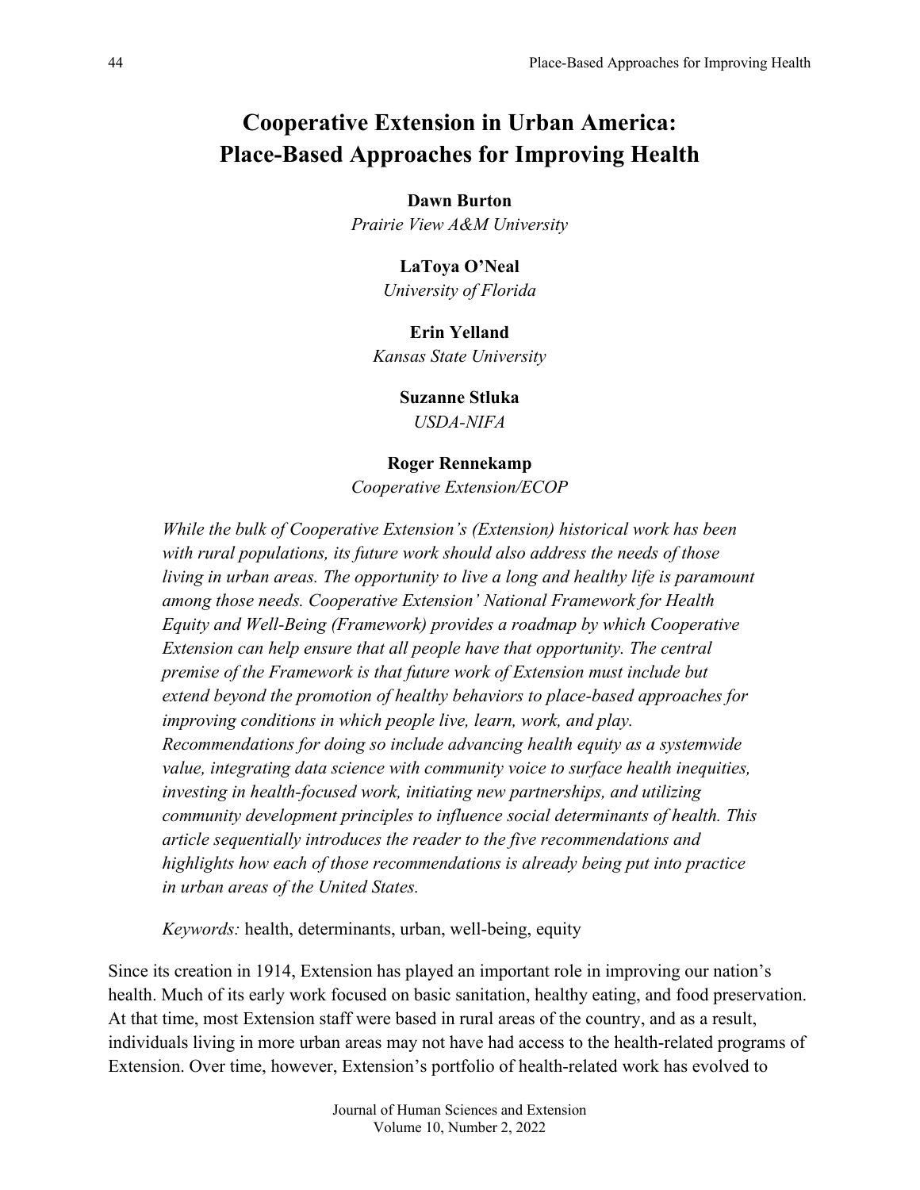# Cooperative Extension in Urban America: Place-Based Approaches for Improving Health

**Dawn Burton**
*Prairie View A&M University*

**LaToya O'Neal**
*University of Florida*

**Erin Yelland**
*Kansas State University*

**Suzanne Stluka**
*USDA-NIFA*

**Roger Rennekamp**
*Cooperative Extension/ECOP*

*While the bulk of Cooperative Extension's (Extension) historical work has been with rural populations, its future work should also address the needs of those living in urban areas. The opportunity to live a long and healthy life is paramount among those needs. Cooperative Extension' National Framework for Health Equity and Well-Being (Framework) provides a roadmap by which Cooperative Extension can help ensure that all people have that opportunity. The central premise of the Framework is that future work of Extension must include but extend beyond the promotion of healthy behaviors to place-based approaches for improving conditions in which people live, learn, work, and play. Recommendations for doing so include advancing health equity as a systemwide value, integrating data science with community voice to surface health inequities, investing in health-focused work, initiating new partnerships, and utilizing community development principles to influence social determinants of health. This article sequentially introduces the reader to the five recommendations and highlights how each of those recommendations is already being put into practice in urban areas of the United States.*

*Keywords:* health, determinants, urban, well-being, equity

Since its creation in 1914, Extension has played an important role in improving our nation's health. Much of its early work focused on basic sanitation, healthy eating, and food preservation. At that time, most Extension staff were based in rural areas of the country, and as a result, individuals living in more urban areas may not have had access to the health-related programs of Extension. Over time, however, Extension's portfolio of health-related work has evolved to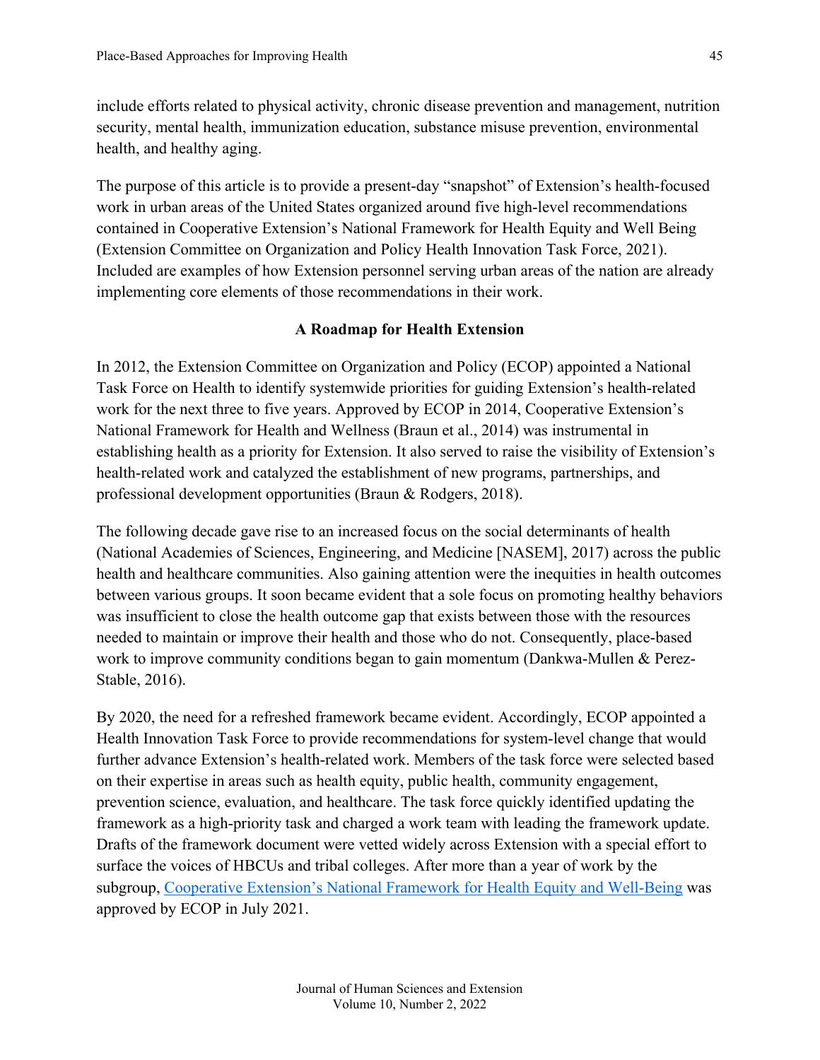include efforts related to physical activity, chronic disease prevention and management, nutrition security, mental health, immunization education, substance misuse prevention, environmental health, and healthy aging.

The purpose of this article is to provide a present-day "snapshot" of Extension's health-focused work in urban areas of the United States organized around five high-level recommendations contained in Cooperative Extension's National Framework for Health Equity and Well Being (Extension Committee on Organization and Policy Health Innovation Task Force, 2021). Included are examples of how Extension personnel serving urban areas of the nation are already implementing core elements of those recommendations in their work.

## A Roadmap for Health Extension

In 2012, the Extension Committee on Organization and Policy (ECOP) appointed a National Task Force on Health to identify systemwide priorities for guiding Extension's health-related work for the next three to five years. Approved by ECOP in 2014, Cooperative Extension's National Framework for Health and Wellness (Braun et al., 2014) was instrumental in establishing health as a priority for Extension. It also served to raise the visibility of Extension's health-related work and catalyzed the establishment of new programs, partnerships, and professional development opportunities (Braun & Rodgers, 2018).

The following decade gave rise to an increased focus on the social determinants of health (National Academies of Sciences, Engineering, and Medicine [NASEM], 2017) across the public health and healthcare communities. Also gaining attention were the inequities in health outcomes between various groups. It soon became evident that a sole focus on promoting healthy behaviors was insufficient to close the health outcome gap that exists between those with the resources needed to maintain or improve their health and those who do not. Consequently, place-based work to improve community conditions began to gain momentum (Dankwa-Mullen & Perez-Stable, 2016).

By 2020, the need for a refreshed framework became evident. Accordingly, ECOP appointed a Health Innovation Task Force to provide recommendations for system-level change that would further advance Extension's health-related work. Members of the task force were selected based on their expertise in areas such as health equity, public health, community engagement, prevention science, evaluation, and healthcare. The task force quickly identified updating the framework as a high-priority task and charged a work team with leading the framework update. Drafts of the framework document were vetted widely across Extension with a special effort to surface the voices of HBCUs and tribal colleges. After more than a year of work by the subgroup, Cooperative Extension's National Framework for Health Equity and Well-Being was approved by ECOP in July 2021.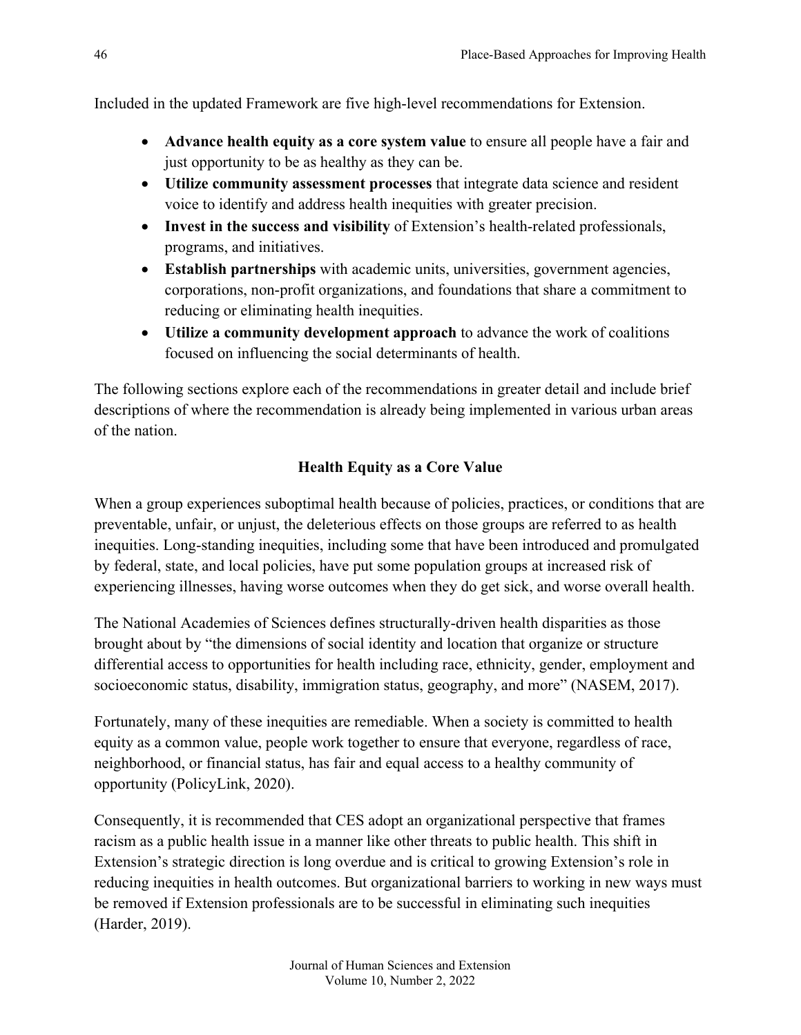Included in the updated Framework are five high-level recommendations for Extension.

- **Advance health equity as a core system value** to ensure all people have a fair and just opportunity to be as healthy as they can be.
- **Utilize community assessment processes** that integrate data science and resident voice to identify and address health inequities with greater precision.
- **Invest in the success and visibility** of Extension's health-related professionals, programs, and initiatives.
- **Establish partnerships** with academic units, universities, government agencies, corporations, non-profit organizations, and foundations that share a commitment to reducing or eliminating health inequities.
- **Utilize a community development approach** to advance the work of coalitions focused on influencing the social determinants of health.

The following sections explore each of the recommendations in greater detail and include brief descriptions of where the recommendation is already being implemented in various urban areas of the nation.

## Health Equity as a Core Value

When a group experiences suboptimal health because of policies, practices, or conditions that are preventable, unfair, or unjust, the deleterious effects on those groups are referred to as health inequities. Long-standing inequities, including some that have been introduced and promulgated by federal, state, and local policies, have put some population groups at increased risk of experiencing illnesses, having worse outcomes when they do get sick, and worse overall health.

The National Academies of Sciences defines structurally-driven health disparities as those brought about by "the dimensions of social identity and location that organize or structure differential access to opportunities for health including race, ethnicity, gender, employment and socioeconomic status, disability, immigration status, geography, and more" (NASEM, 2017).

Fortunately, many of these inequities are remediable. When a society is committed to health equity as a common value, people work together to ensure that everyone, regardless of race, neighborhood, or financial status, has fair and equal access to a healthy community of opportunity (PolicyLink, 2020).

Consequently, it is recommended that CES adopt an organizational perspective that frames racism as a public health issue in a manner like other threats to public health. This shift in Extension's strategic direction is long overdue and is critical to growing Extension's role in reducing inequities in health outcomes. But organizational barriers to working in new ways must be removed if Extension professionals are to be successful in eliminating such inequities (Harder, 2019).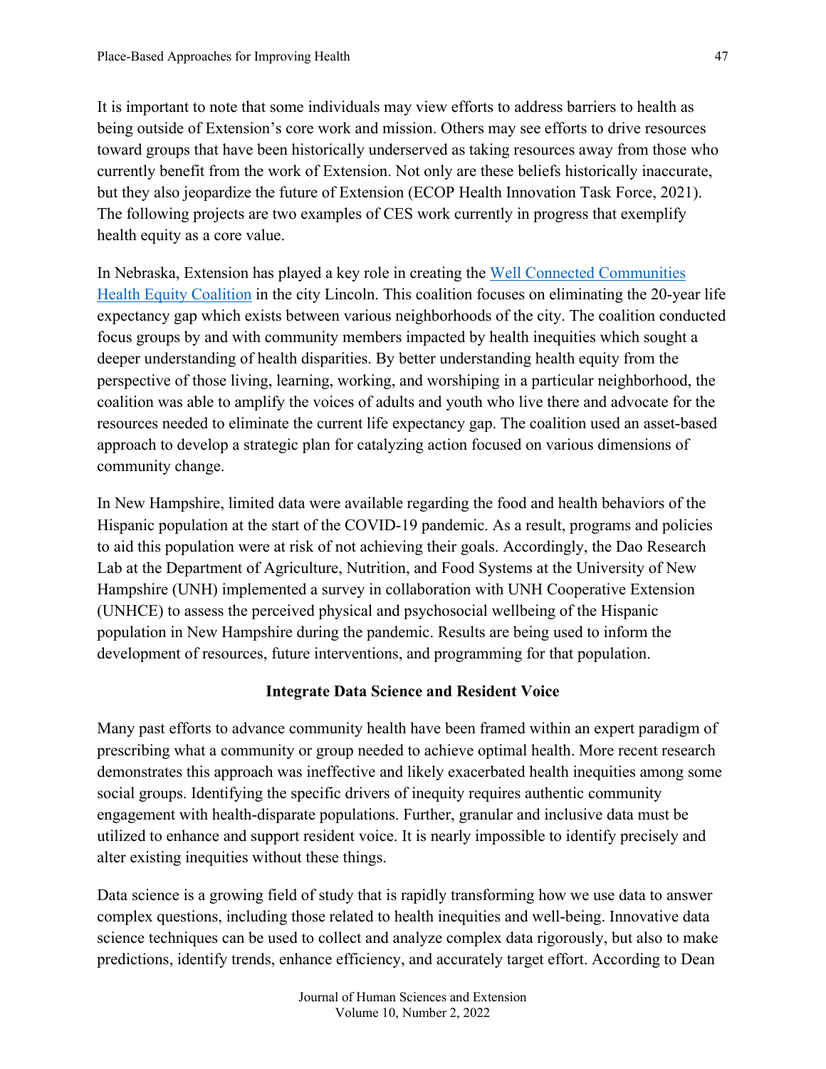It is important to note that some individuals may view efforts to address barriers to health as being outside of Extension's core work and mission. Others may see efforts to drive resources toward groups that have been historically underserved as taking resources away from those who currently benefit from the work of Extension. Not only are these beliefs historically inaccurate, but they also jeopardize the future of Extension (ECOP Health Innovation Task Force, 2021). The following projects are two examples of CES work currently in progress that exemplify health equity as a core value.

In Nebraska, Extension has played a key role in creating the [Well Connected Communities Health Equity Coalition](#) in the city Lincoln. This coalition focuses on eliminating the 20-year life expectancy gap which exists between various neighborhoods of the city. The coalition conducted focus groups by and with community members impacted by health inequities which sought a deeper understanding of health disparities. By better understanding health equity from the perspective of those living, learning, working, and worshiping in a particular neighborhood, the coalition was able to amplify the voices of adults and youth who live there and advocate for the resources needed to eliminate the current life expectancy gap. The coalition used an asset-based approach to develop a strategic plan for catalyzing action focused on various dimensions of community change.

In New Hampshire, limited data were available regarding the food and health behaviors of the Hispanic population at the start of the COVID-19 pandemic. As a result, programs and policies to aid this population were at risk of not achieving their goals. Accordingly, the Dao Research Lab at the Department of Agriculture, Nutrition, and Food Systems at the University of New Hampshire (UNH) implemented a survey in collaboration with UNH Cooperative Extension (UNHCE) to assess the perceived physical and psychosocial wellbeing of the Hispanic population in New Hampshire during the pandemic. Results are being used to inform the development of resources, future interventions, and programming for that population.

## Integrate Data Science and Resident Voice

Many past efforts to advance community health have been framed within an expert paradigm of prescribing what a community or group needed to achieve optimal health. More recent research demonstrates this approach was ineffective and likely exacerbated health inequities among some social groups. Identifying the specific drivers of inequity requires authentic community engagement with health-disparate populations. Further, granular and inclusive data must be utilized to enhance and support resident voice. It is nearly impossible to identify precisely and alter existing inequities without these things.

Data science is a growing field of study that is rapidly transforming how we use data to answer complex questions, including those related to health inequities and well-being. Innovative data science techniques can be used to collect and analyze complex data rigorously, but also to make predictions, identify trends, enhance efficiency, and accurately target effort. According to Dean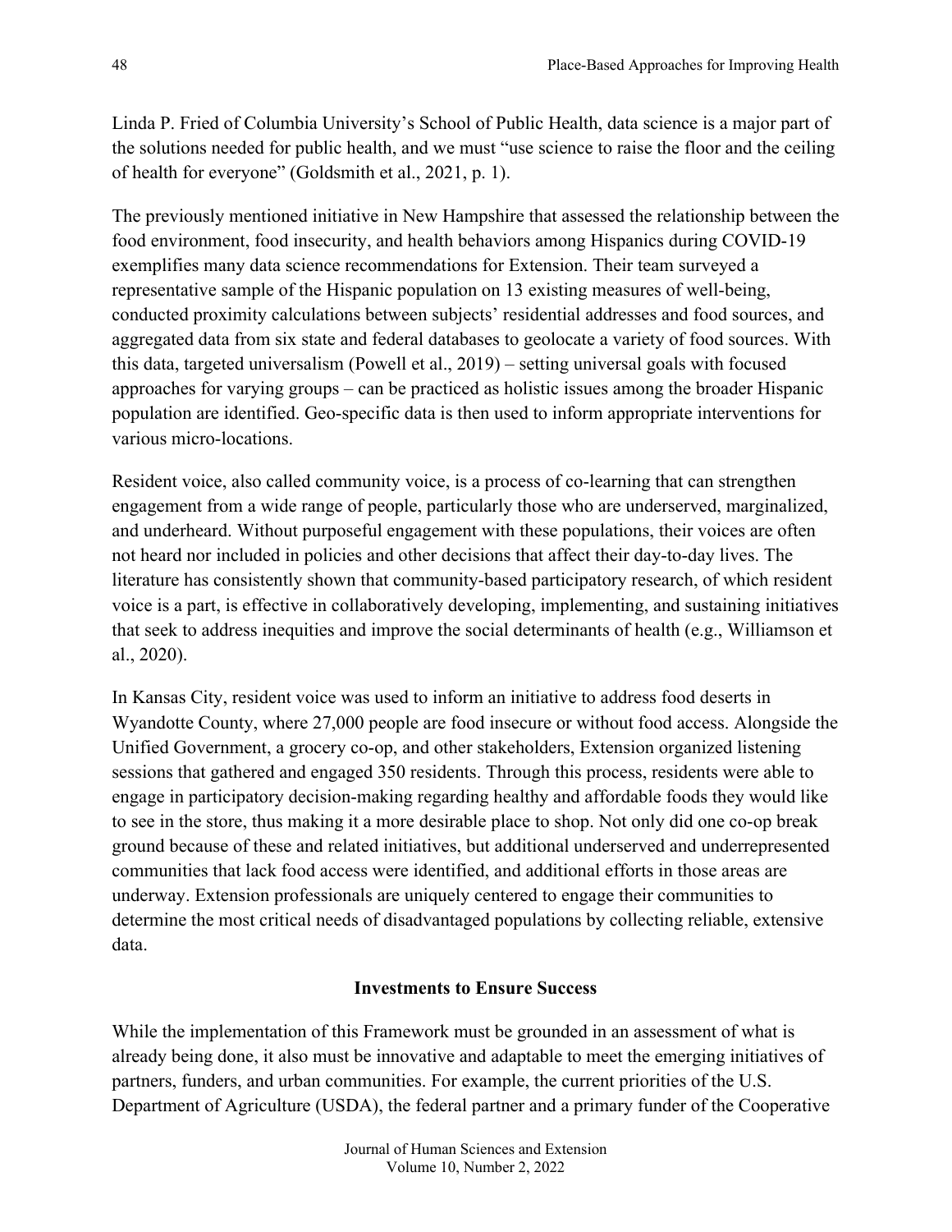Linda P. Fried of Columbia University's School of Public Health, data science is a major part of the solutions needed for public health, and we must "use science to raise the floor and the ceiling of health for everyone" (Goldsmith et al., 2021, p. 1).

The previously mentioned initiative in New Hampshire that assessed the relationship between the food environment, food insecurity, and health behaviors among Hispanics during COVID-19 exemplifies many data science recommendations for Extension. Their team surveyed a representative sample of the Hispanic population on 13 existing measures of well-being, conducted proximity calculations between subjects' residential addresses and food sources, and aggregated data from six state and federal databases to geolocate a variety of food sources. With this data, targeted universalism (Powell et al., 2019) – setting universal goals with focused approaches for varying groups – can be practiced as holistic issues among the broader Hispanic population are identified. Geo-specific data is then used to inform appropriate interventions for various micro-locations.

Resident voice, also called community voice, is a process of co-learning that can strengthen engagement from a wide range of people, particularly those who are underserved, marginalized, and underheard. Without purposeful engagement with these populations, their voices are often not heard nor included in policies and other decisions that affect their day-to-day lives. The literature has consistently shown that community-based participatory research, of which resident voice is a part, is effective in collaboratively developing, implementing, and sustaining initiatives that seek to address inequities and improve the social determinants of health (e.g., Williamson et al., 2020).

In Kansas City, resident voice was used to inform an initiative to address food deserts in Wyandotte County, where 27,000 people are food insecure or without food access. Alongside the Unified Government, a grocery co-op, and other stakeholders, Extension organized listening sessions that gathered and engaged 350 residents. Through this process, residents were able to engage in participatory decision-making regarding healthy and affordable foods they would like to see in the store, thus making it a more desirable place to shop. Not only did one co-op break ground because of these and related initiatives, but additional underserved and underrepresented communities that lack food access were identified, and additional efforts in those areas are underway. Extension professionals are uniquely centered to engage their communities to determine the most critical needs of disadvantaged populations by collecting reliable, extensive data.

## Investments to Ensure Success

While the implementation of this Framework must be grounded in an assessment of what is already being done, it also must be innovative and adaptable to meet the emerging initiatives of partners, funders, and urban communities. For example, the current priorities of the U.S. Department of Agriculture (USDA), the federal partner and a primary funder of the Cooperative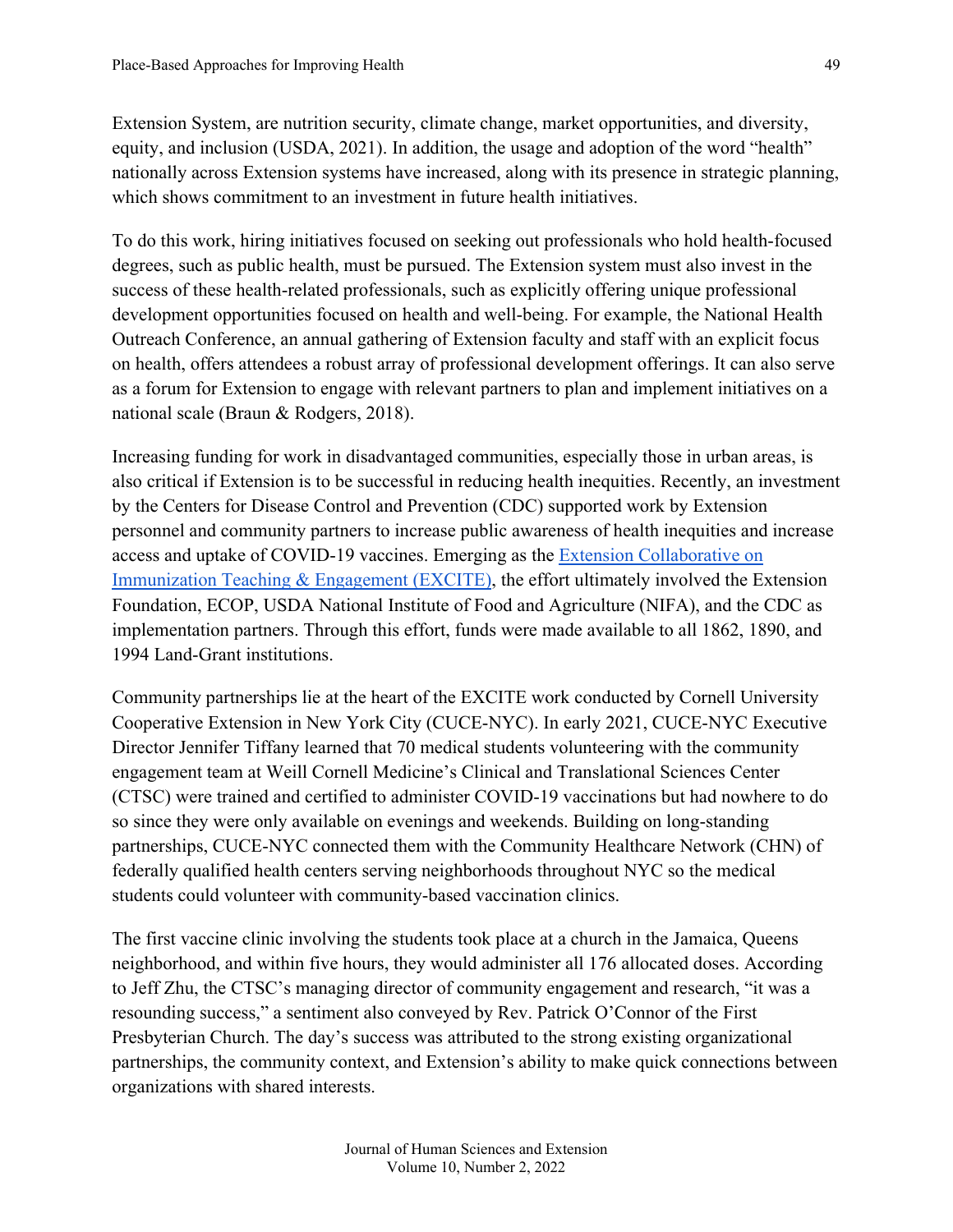Extension System, are nutrition security, climate change, market opportunities, and diversity, equity, and inclusion (USDA, 2021). In addition, the usage and adoption of the word "health" nationally across Extension systems have increased, along with its presence in strategic planning, which shows commitment to an investment in future health initiatives.

To do this work, hiring initiatives focused on seeking out professionals who hold health-focused degrees, such as public health, must be pursued. The Extension system must also invest in the success of these health-related professionals, such as explicitly offering unique professional development opportunities focused on health and well-being. For example, the National Health Outreach Conference, an annual gathering of Extension faculty and staff with an explicit focus on health, offers attendees a robust array of professional development offerings. It can also serve as a forum for Extension to engage with relevant partners to plan and implement initiatives on a national scale (Braun & Rodgers, 2018).

Increasing funding for work in disadvantaged communities, especially those in urban areas, is also critical if Extension is to be successful in reducing health inequities. Recently, an investment by the Centers for Disease Control and Prevention (CDC) supported work by Extension personnel and community partners to increase public awareness of health inequities and increase access and uptake of COVID-19 vaccines. Emerging as the Extension Collaborative on Immunization Teaching & Engagement (EXCITE), the effort ultimately involved the Extension Foundation, ECOP, USDA National Institute of Food and Agriculture (NIFA), and the CDC as implementation partners. Through this effort, funds were made available to all 1862, 1890, and 1994 Land-Grant institutions.

Community partnerships lie at the heart of the EXCITE work conducted by Cornell University Cooperative Extension in New York City (CUCE-NYC). In early 2021, CUCE-NYC Executive Director Jennifer Tiffany learned that 70 medical students volunteering with the community engagement team at Weill Cornell Medicine's Clinical and Translational Sciences Center (CTSC) were trained and certified to administer COVID-19 vaccinations but had nowhere to do so since they were only available on evenings and weekends. Building on long-standing partnerships, CUCE-NYC connected them with the Community Healthcare Network (CHN) of federally qualified health centers serving neighborhoods throughout NYC so the medical students could volunteer with community-based vaccination clinics.

The first vaccine clinic involving the students took place at a church in the Jamaica, Queens neighborhood, and within five hours, they would administer all 176 allocated doses. According to Jeff Zhu, the CTSC's managing director of community engagement and research, "it was a resounding success," a sentiment also conveyed by Rev. Patrick O'Connor of the First Presbyterian Church. The day's success was attributed to the strong existing organizational partnerships, the community context, and Extension's ability to make quick connections between organizations with shared interests.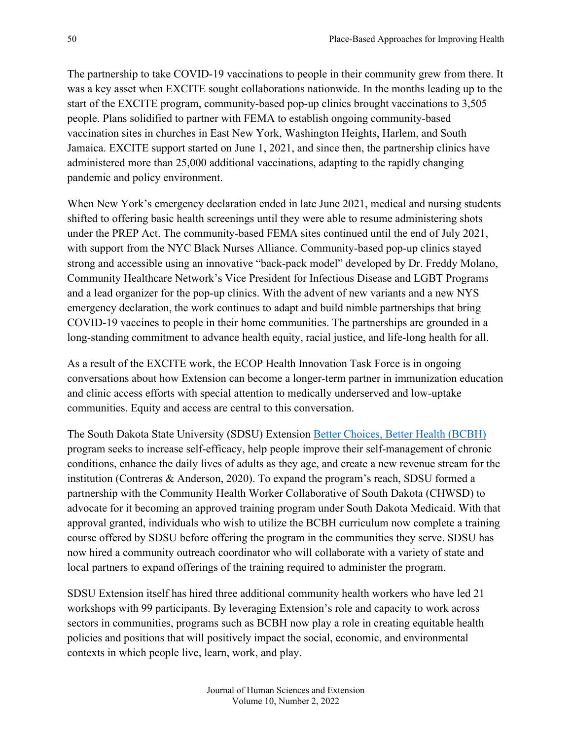The partnership to take COVID-19 vaccinations to people in their community grew from there. It was a key asset when EXCITE sought collaborations nationwide. In the months leading up to the start of the EXCITE program, community-based pop-up clinics brought vaccinations to 3,505 people. Plans solidified to partner with FEMA to establish ongoing community-based vaccination sites in churches in East New York, Washington Heights, Harlem, and South Jamaica. EXCITE support started on June 1, 2021, and since then, the partnership clinics have administered more than 25,000 additional vaccinations, adapting to the rapidly changing pandemic and policy environment.

When New York's emergency declaration ended in late June 2021, medical and nursing students shifted to offering basic health screenings until they were able to resume administering shots under the PREP Act. The community-based FEMA sites continued until the end of July 2021, with support from the NYC Black Nurses Alliance. Community-based pop-up clinics stayed strong and accessible using an innovative "back-pack model" developed by Dr. Freddy Molano, Community Healthcare Network's Vice President for Infectious Disease and LGBT Programs and a lead organizer for the pop-up clinics. With the advent of new variants and a new NYS emergency declaration, the work continues to adapt and build nimble partnerships that bring COVID-19 vaccines to people in their home communities. The partnerships are grounded in a long-standing commitment to advance health equity, racial justice, and life-long health for all.

As a result of the EXCITE work, the ECOP Health Innovation Task Force is in ongoing conversations about how Extension can become a longer-term partner in immunization education and clinic access efforts with special attention to medically underserved and low-uptake communities. Equity and access are central to this conversation.

The South Dakota State University (SDSU) Extension Better Choices, Better Health (BCBH) program seeks to increase self-efficacy, help people improve their self-management of chronic conditions, enhance the daily lives of adults as they age, and create a new revenue stream for the institution (Contreras & Anderson, 2020). To expand the program's reach, SDSU formed a partnership with the Community Health Worker Collaborative of South Dakota (CHWSD) to advocate for it becoming an approved training program under South Dakota Medicaid. With that approval granted, individuals who wish to utilize the BCBH curriculum now complete a training course offered by SDSU before offering the program in the communities they serve. SDSU has now hired a community outreach coordinator who will collaborate with a variety of state and local partners to expand offerings of the training required to administer the program.

SDSU Extension itself has hired three additional community health workers who have led 21 workshops with 99 participants. By leveraging Extension's role and capacity to work across sectors in communities, programs such as BCBH now play a role in creating equitable health policies and positions that will positively impact the social, economic, and environmental contexts in which people live, learn, work, and play.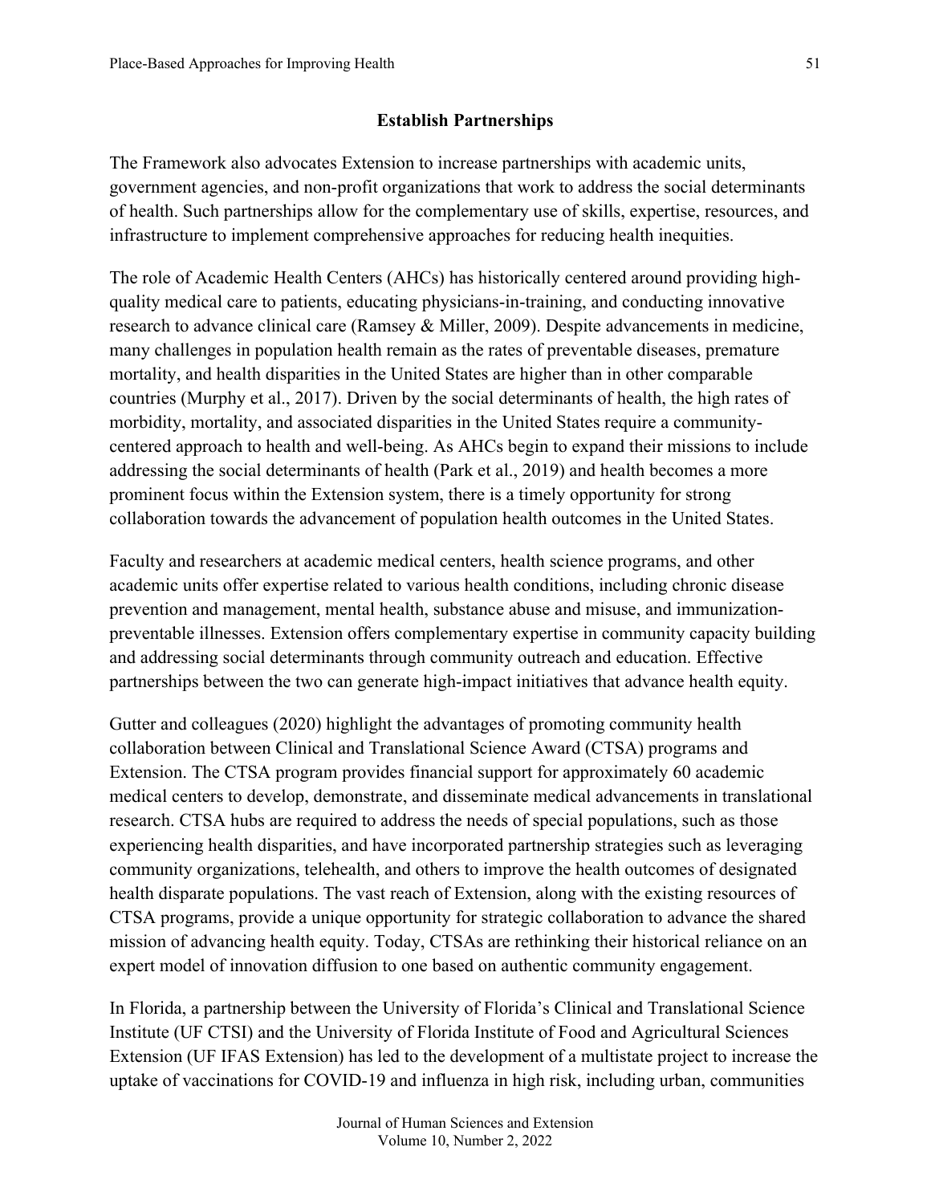## Establish Partnerships

The Framework also advocates Extension to increase partnerships with academic units, government agencies, and non-profit organizations that work to address the social determinants of health. Such partnerships allow for the complementary use of skills, expertise, resources, and infrastructure to implement comprehensive approaches for reducing health inequities.

The role of Academic Health Centers (AHCs) has historically centered around providing high-quality medical care to patients, educating physicians-in-training, and conducting innovative research to advance clinical care (Ramsey & Miller, 2009). Despite advancements in medicine, many challenges in population health remain as the rates of preventable diseases, premature mortality, and health disparities in the United States are higher than in other comparable countries (Murphy et al., 2017). Driven by the social determinants of health, the high rates of morbidity, mortality, and associated disparities in the United States require a community-centered approach to health and well-being. As AHCs begin to expand their missions to include addressing the social determinants of health (Park et al., 2019) and health becomes a more prominent focus within the Extension system, there is a timely opportunity for strong collaboration towards the advancement of population health outcomes in the United States.

Faculty and researchers at academic medical centers, health science programs, and other academic units offer expertise related to various health conditions, including chronic disease prevention and management, mental health, substance abuse and misuse, and immunization-preventable illnesses. Extension offers complementary expertise in community capacity building and addressing social determinants through community outreach and education. Effective partnerships between the two can generate high-impact initiatives that advance health equity.

Gutter and colleagues (2020) highlight the advantages of promoting community health collaboration between Clinical and Translational Science Award (CTSA) programs and Extension. The CTSA program provides financial support for approximately 60 academic medical centers to develop, demonstrate, and disseminate medical advancements in translational research. CTSA hubs are required to address the needs of special populations, such as those experiencing health disparities, and have incorporated partnership strategies such as leveraging community organizations, telehealth, and others to improve the health outcomes of designated health disparate populations. The vast reach of Extension, along with the existing resources of CTSA programs, provide a unique opportunity for strategic collaboration to advance the shared mission of advancing health equity. Today, CTSAs are rethinking their historical reliance on an expert model of innovation diffusion to one based on authentic community engagement.

In Florida, a partnership between the University of Florida's Clinical and Translational Science Institute (UF CTSI) and the University of Florida Institute of Food and Agricultural Sciences Extension (UF IFAS Extension) has led to the development of a multistate project to increase the uptake of vaccinations for COVID-19 and influenza in high risk, including urban, communities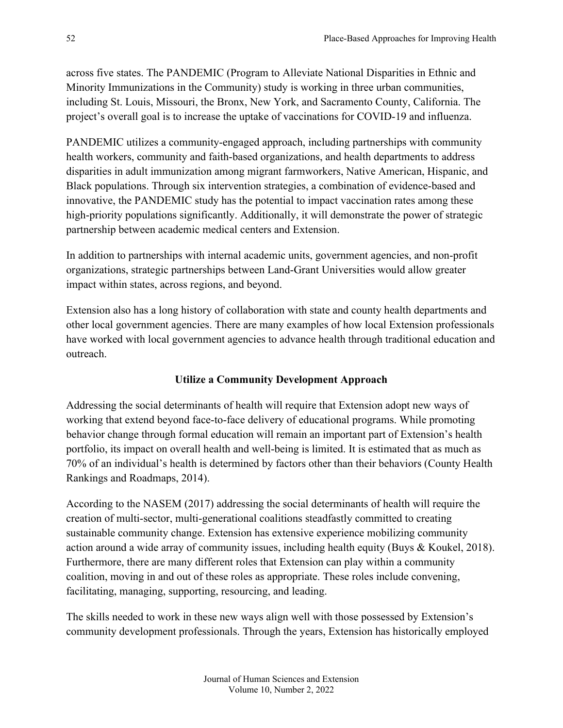across five states. The PANDEMIC (Program to Alleviate National Disparities in Ethnic and Minority Immunizations in the Community) study is working in three urban communities, including St. Louis, Missouri, the Bronx, New York, and Sacramento County, California. The project's overall goal is to increase the uptake of vaccinations for COVID-19 and influenza.

PANDEMIC utilizes a community-engaged approach, including partnerships with community health workers, community and faith-based organizations, and health departments to address disparities in adult immunization among migrant farmworkers, Native American, Hispanic, and Black populations. Through six intervention strategies, a combination of evidence-based and innovative, the PANDEMIC study has the potential to impact vaccination rates among these high-priority populations significantly. Additionally, it will demonstrate the power of strategic partnership between academic medical centers and Extension.

In addition to partnerships with internal academic units, government agencies, and non-profit organizations, strategic partnerships between Land-Grant Universities would allow greater impact within states, across regions, and beyond.

Extension also has a long history of collaboration with state and county health departments and other local government agencies. There are many examples of how local Extension professionals have worked with local government agencies to advance health through traditional education and outreach.

## Utilize a Community Development Approach

Addressing the social determinants of health will require that Extension adopt new ways of working that extend beyond face-to-face delivery of educational programs. While promoting behavior change through formal education will remain an important part of Extension's health portfolio, its impact on overall health and well-being is limited. It is estimated that as much as 70% of an individual's health is determined by factors other than their behaviors (County Health Rankings and Roadmaps, 2014).

According to the NASEM (2017) addressing the social determinants of health will require the creation of multi-sector, multi-generational coalitions steadfastly committed to creating sustainable community change. Extension has extensive experience mobilizing community action around a wide array of community issues, including health equity (Buys & Koukel, 2018). Furthermore, there are many different roles that Extension can play within a community coalition, moving in and out of these roles as appropriate. These roles include convening, facilitating, managing, supporting, resourcing, and leading.

The skills needed to work in these new ways align well with those possessed by Extension's community development professionals. Through the years, Extension has historically employed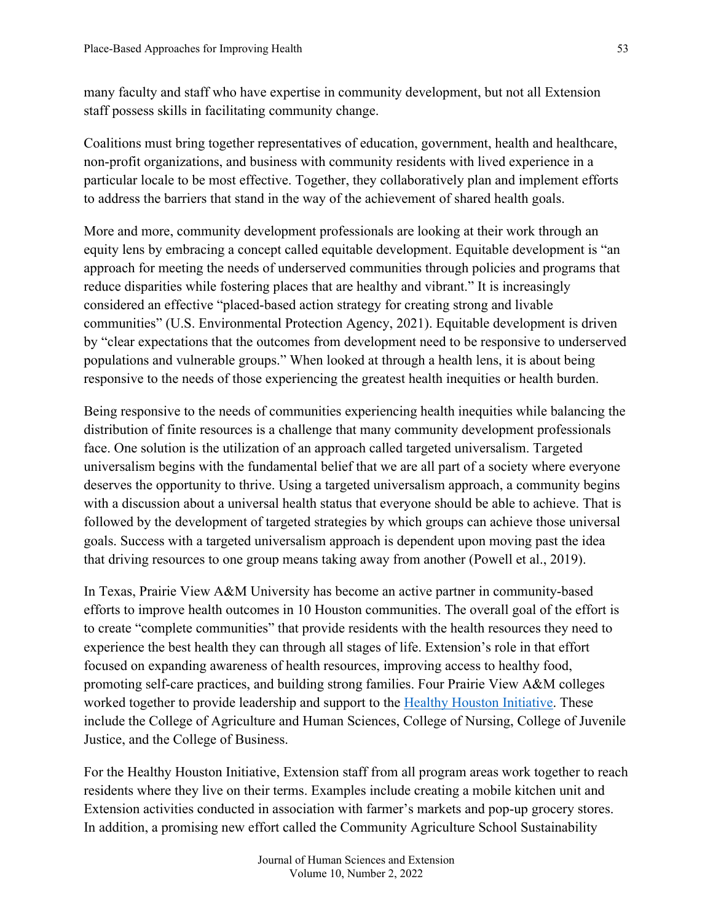many faculty and staff who have expertise in community development, but not all Extension staff possess skills in facilitating community change.

Coalitions must bring together representatives of education, government, health and healthcare, non-profit organizations, and business with community residents with lived experience in a particular locale to be most effective. Together, they collaboratively plan and implement efforts to address the barriers that stand in the way of the achievement of shared health goals.

More and more, community development professionals are looking at their work through an equity lens by embracing a concept called equitable development. Equitable development is "an approach for meeting the needs of underserved communities through policies and programs that reduce disparities while fostering places that are healthy and vibrant." It is increasingly considered an effective "placed-based action strategy for creating strong and livable communities" (U.S. Environmental Protection Agency, 2021). Equitable development is driven by "clear expectations that the outcomes from development need to be responsive to underserved populations and vulnerable groups." When looked at through a health lens, it is about being responsive to the needs of those experiencing the greatest health inequities or health burden.

Being responsive to the needs of communities experiencing health inequities while balancing the distribution of finite resources is a challenge that many community development professionals face. One solution is the utilization of an approach called targeted universalism. Targeted universalism begins with the fundamental belief that we are all part of a society where everyone deserves the opportunity to thrive. Using a targeted universalism approach, a community begins with a discussion about a universal health status that everyone should be able to achieve. That is followed by the development of targeted strategies by which groups can achieve those universal goals. Success with a targeted universalism approach is dependent upon moving past the idea that driving resources to one group means taking away from another (Powell et al., 2019).

In Texas, Prairie View A&M University has become an active partner in community-based efforts to improve health outcomes in 10 Houston communities. The overall goal of the effort is to create "complete communities" that provide residents with the health resources they need to experience the best health they can through all stages of life. Extension's role in that effort focused on expanding awareness of health resources, improving access to healthy food, promoting self-care practices, and building strong families. Four Prairie View A&M colleges worked together to provide leadership and support to the Healthy Houston Initiative. These include the College of Agriculture and Human Sciences, College of Nursing, College of Juvenile Justice, and the College of Business.

For the Healthy Houston Initiative, Extension staff from all program areas work together to reach residents where they live on their terms. Examples include creating a mobile kitchen unit and Extension activities conducted in association with farmer's markets and pop-up grocery stores. In addition, a promising new effort called the Community Agriculture School Sustainability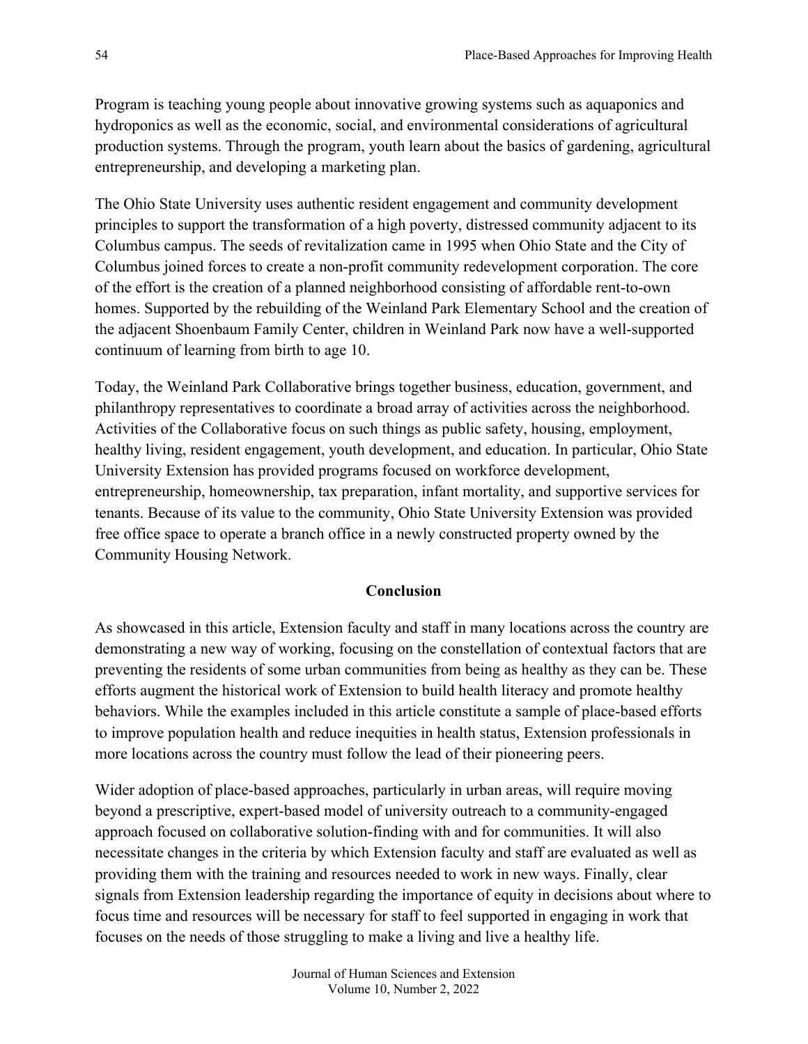Program is teaching young people about innovative growing systems such as aquaponics and hydroponics as well as the economic, social, and environmental considerations of agricultural production systems. Through the program, youth learn about the basics of gardening, agricultural entrepreneurship, and developing a marketing plan.

The Ohio State University uses authentic resident engagement and community development principles to support the transformation of a high poverty, distressed community adjacent to its Columbus campus. The seeds of revitalization came in 1995 when Ohio State and the City of Columbus joined forces to create a non-profit community redevelopment corporation. The core of the effort is the creation of a planned neighborhood consisting of affordable rent-to-own homes. Supported by the rebuilding of the Weinland Park Elementary School and the creation of the adjacent Shoenbaum Family Center, children in Weinland Park now have a well-supported continuum of learning from birth to age 10.

Today, the Weinland Park Collaborative brings together business, education, government, and philanthropy representatives to coordinate a broad array of activities across the neighborhood. Activities of the Collaborative focus on such things as public safety, housing, employment, healthy living, resident engagement, youth development, and education. In particular, Ohio State University Extension has provided programs focused on workforce development, entrepreneurship, homeownership, tax preparation, infant mortality, and supportive services for tenants. Because of its value to the community, Ohio State University Extension was provided free office space to operate a branch office in a newly constructed property owned by the Community Housing Network.

## Conclusion

As showcased in this article, Extension faculty and staff in many locations across the country are demonstrating a new way of working, focusing on the constellation of contextual factors that are preventing the residents of some urban communities from being as healthy as they can be. These efforts augment the historical work of Extension to build health literacy and promote healthy behaviors. While the examples included in this article constitute a sample of place-based efforts to improve population health and reduce inequities in health status, Extension professionals in more locations across the country must follow the lead of their pioneering peers.

Wider adoption of place-based approaches, particularly in urban areas, will require moving beyond a prescriptive, expert-based model of university outreach to a community-engaged approach focused on collaborative solution-finding with and for communities. It will also necessitate changes in the criteria by which Extension faculty and staff are evaluated as well as providing them with the training and resources needed to work in new ways. Finally, clear signals from Extension leadership regarding the importance of equity in decisions about where to focus time and resources will be necessary for staff to feel supported in engaging in work that focuses on the needs of those struggling to make a living and live a healthy life.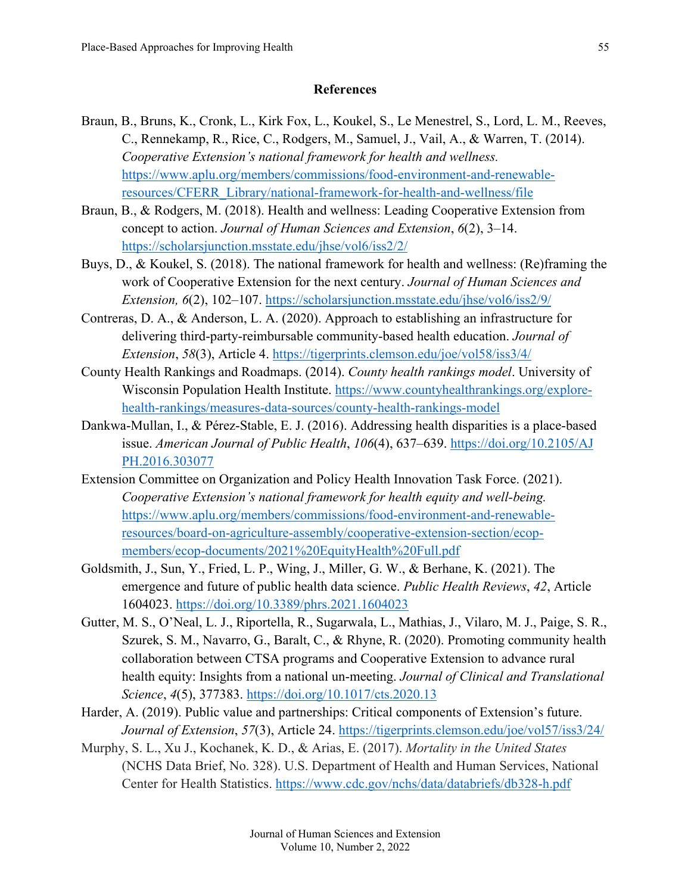## References

Braun, B., Bruns, K., Cronk, L., Kirk Fox, L., Koukel, S., Le Menestrel, S., Lord, L. M., Reeves, C., Rennekamp, R., Rice, C., Rodgers, M., Samuel, J., Vail, A., & Warren, T. (2014). *Cooperative Extension's national framework for health and wellness.* https://www.aplu.org/members/commissions/food-environment-and-renewable-resources/CFERR_Library/national-framework-for-health-and-wellness/file

Braun, B., & Rodgers, M. (2018). Health and wellness: Leading Cooperative Extension from concept to action. *Journal of Human Sciences and Extension*, *6*(2), 3–14. https://scholarsjunction.msstate.edu/jhse/vol6/iss2/2/

Buys, D., & Koukel, S. (2018). The national framework for health and wellness: (Re)framing the work of Cooperative Extension for the next century. *Journal of Human Sciences and Extension, 6*(2), 102–107. https://scholarsjunction.msstate.edu/jhse/vol6/iss2/9/

Contreras, D. A., & Anderson, L. A. (2020). Approach to establishing an infrastructure for delivering third-party-reimbursable community-based health education. *Journal of Extension*, *58*(3), Article 4. https://tigerprints.clemson.edu/joe/vol58/iss3/4/

County Health Rankings and Roadmaps. (2014). *County health rankings model*. University of Wisconsin Population Health Institute. https://www.countyhealthrankings.org/explore-health-rankings/measures-data-sources/county-health-rankings-model

Dankwa-Mullan, I., & Pérez-Stable, E. J. (2016). Addressing health disparities is a place-based issue. *American Journal of Public Health*, *106*(4), 637–639. https://doi.org/10.2105/AJPH.2016.303077

Extension Committee on Organization and Policy Health Innovation Task Force. (2021). *Cooperative Extension's national framework for health equity and well-being.* https://www.aplu.org/members/commissions/food-environment-and-renewable-resources/board-on-agriculture-assembly/cooperative-extension-section/ecop-members/ecop-documents/2021%20EquityHealth%20Full.pdf

Goldsmith, J., Sun, Y., Fried, L. P., Wing, J., Miller, G. W., & Berhane, K. (2021). The emergence and future of public health data science. *Public Health Reviews*, *42*, Article 1604023. https://doi.org/10.3389/phrs.2021.1604023

Gutter, M. S., O'Neal, L. J., Riportella, R., Sugarwala, L., Mathias, J., Vilaro, M. J., Paige, S. R., Szurek, S. M., Navarro, G., Baralt, C., & Rhyne, R. (2020). Promoting community health collaboration between CTSA programs and Cooperative Extension to advance rural health equity: Insights from a national un-meeting. *Journal of Clinical and Translational Science*, *4*(5), 377383. https://doi.org/10.1017/cts.2020.13

Harder, A. (2019). Public value and partnerships: Critical components of Extension's future. *Journal of Extension*, *57*(3), Article 24. https://tigerprints.clemson.edu/joe/vol57/iss3/24/

Murphy, S. L., Xu J., Kochanek, K. D., & Arias, E. (2017). *Mortality in the United States* (NCHS Data Brief, No. 328). U.S. Department of Health and Human Services, National Center for Health Statistics. https://www.cdc.gov/nchs/data/databriefs/db328-h.pdf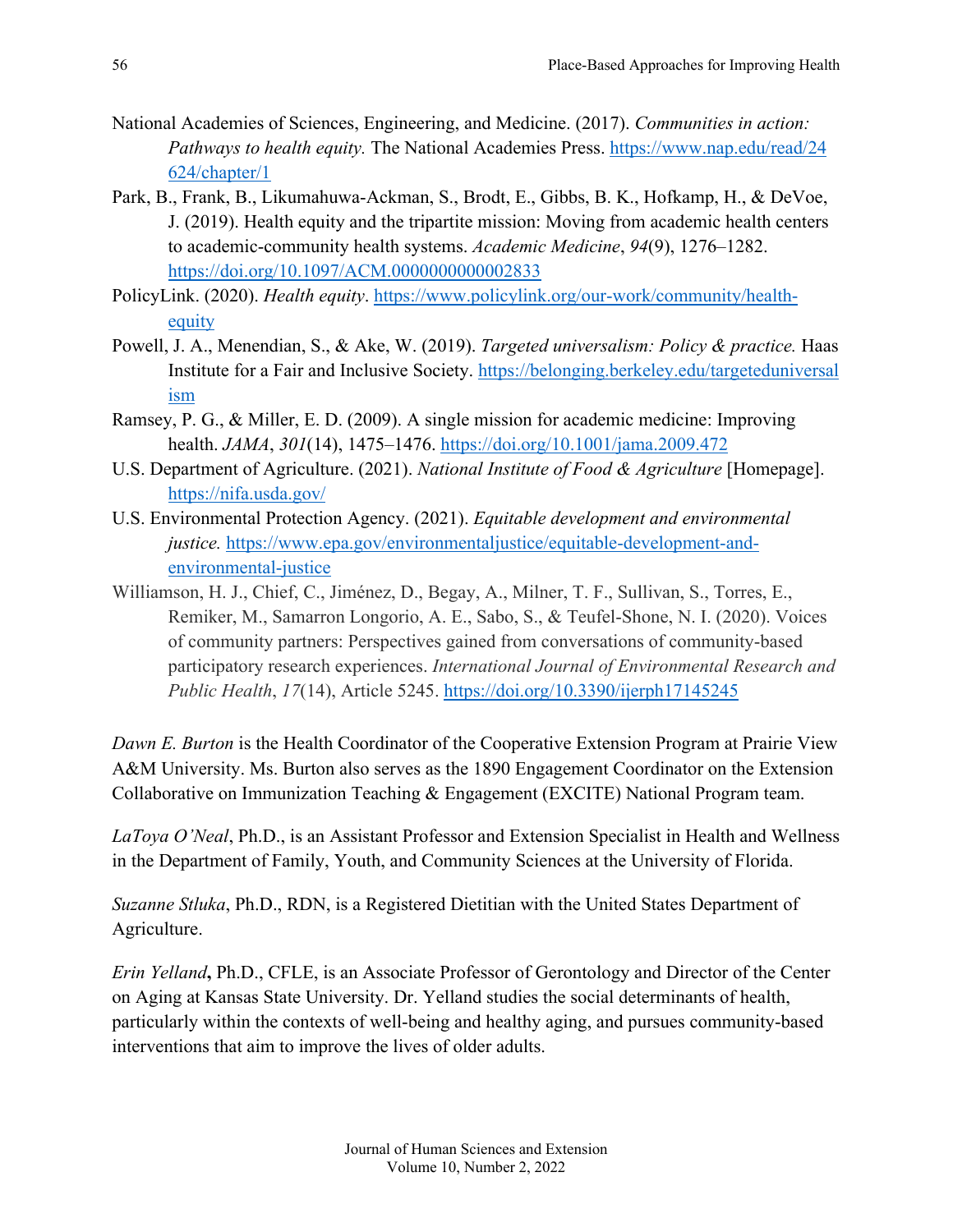National Academies of Sciences, Engineering, and Medicine. (2017). *Communities in action: Pathways to health equity.* The National Academies Press. https://www.nap.edu/read/24624/chapter/1

Park, B., Frank, B., Likumahuwa-Ackman, S., Brodt, E., Gibbs, B. K., Hofkamp, H., & DeVoe, J. (2019). Health equity and the tripartite mission: Moving from academic health centers to academic-community health systems. *Academic Medicine*, *94*(9), 1276–1282. https://doi.org/10.1097/ACM.0000000000002833

PolicyLink. (2020). *Health equity*. https://www.policylink.org/our-work/community/health-equity

Powell, J. A., Menendian, S., & Ake, W. (2019). *Targeted universalism: Policy & practice.* Haas Institute for a Fair and Inclusive Society. https://belonging.berkeley.edu/targeteduniversalism

Ramsey, P. G., & Miller, E. D. (2009). A single mission for academic medicine: Improving health. *JAMA*, *301*(14), 1475–1476. https://doi.org/10.1001/jama.2009.472

U.S. Department of Agriculture. (2021). *National Institute of Food & Agriculture* [Homepage]. https://nifa.usda.gov/

U.S. Environmental Protection Agency. (2021). *Equitable development and environmental justice.* https://www.epa.gov/environmentaljustice/equitable-development-and-environmental-justice

Williamson, H. J., Chief, C., Jiménez, D., Begay, A., Milner, T. F., Sullivan, S., Torres, E., Remiker, M., Samarron Longorio, A. E., Sabo, S., & Teufel-Shone, N. I. (2020). Voices of community partners: Perspectives gained from conversations of community-based participatory research experiences. *International Journal of Environmental Research and Public Health*, *17*(14), Article 5245. https://doi.org/10.3390/ijerph17145245

*Dawn E. Burton* is the Health Coordinator of the Cooperative Extension Program at Prairie View A&M University. Ms. Burton also serves as the 1890 Engagement Coordinator on the Extension Collaborative on Immunization Teaching & Engagement (EXCITE) National Program team.

*LaToya O'Neal*, Ph.D., is an Assistant Professor and Extension Specialist in Health and Wellness in the Department of Family, Youth, and Community Sciences at the University of Florida.

*Suzanne Stluka*, Ph.D., RDN, is a Registered Dietitian with the United States Department of Agriculture.

*Erin Yelland***,** Ph.D., CFLE, is an Associate Professor of Gerontology and Director of the Center on Aging at Kansas State University. Dr. Yelland studies the social determinants of health, particularly within the contexts of well-being and healthy aging, and pursues community-based interventions that aim to improve the lives of older adults.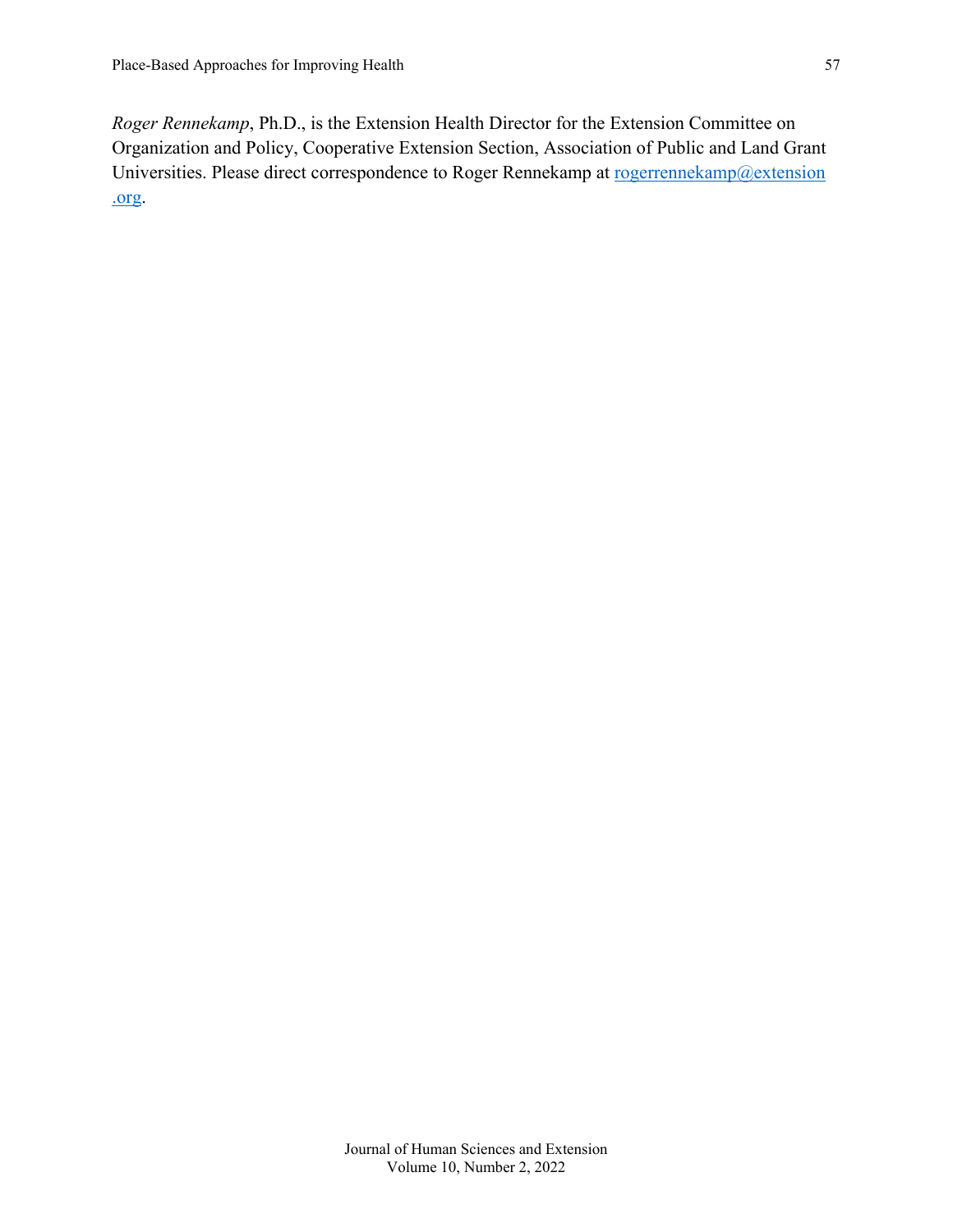*Roger Rennekamp*, Ph.D., is the Extension Health Director for the Extension Committee on Organization and Policy, Cooperative Extension Section, Association of Public and Land Grant Universities. Please direct correspondence to Roger Rennekamp at rogerrennekamp@extension.org.